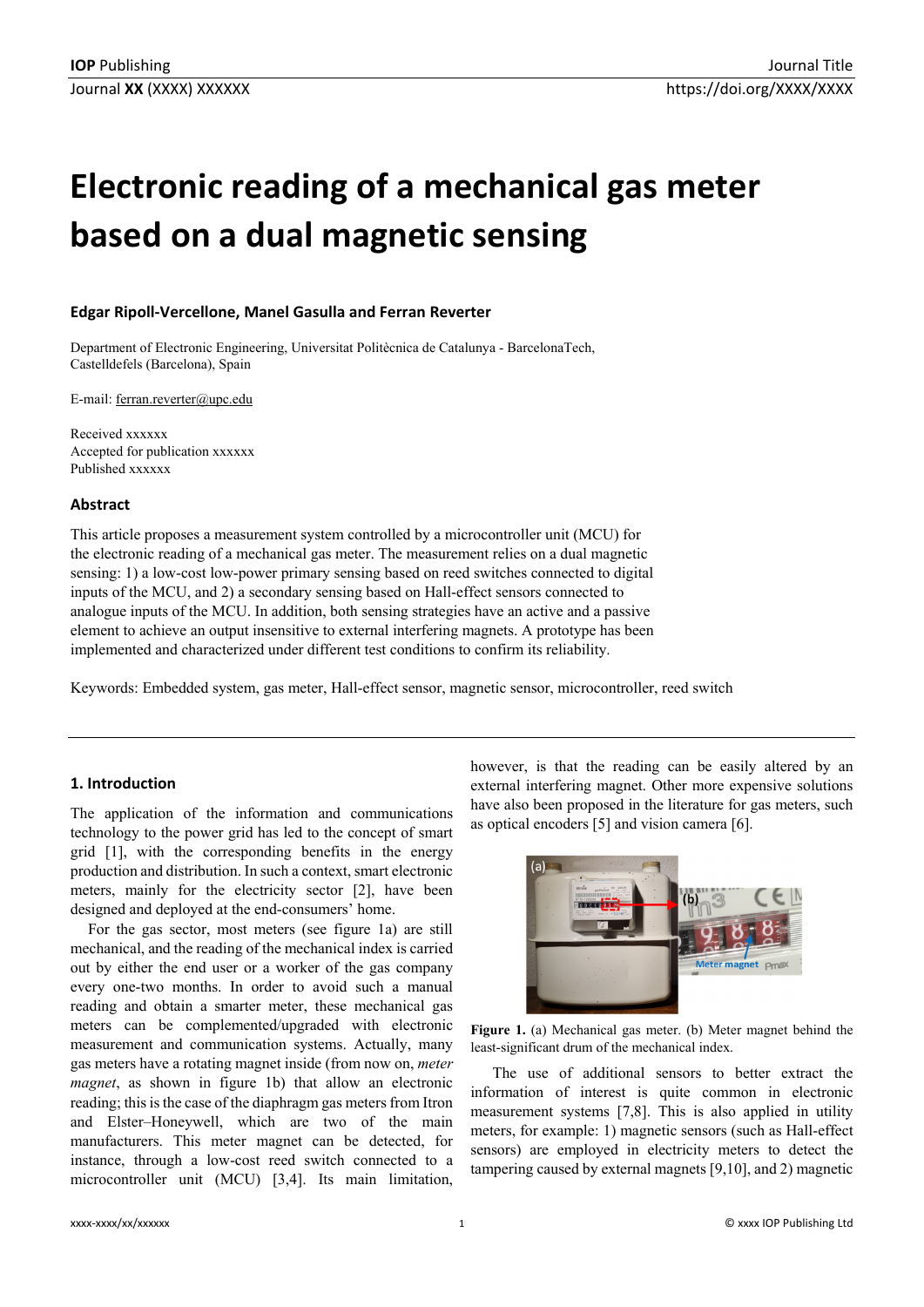# Electronic reading of a mechanical gas meter based on a dual magnetic sensing

**Edgar Ripoll-Vercellone, Manel Gasulla and Ferran Reverter**

Department of Electronic Engineering, Universitat Politècnica de Catalunya - BarcelonaTech, Castelldefels (Barcelona), Spain

E-mail: ferran.reverter@upc.edu

Received xxxxxx
Accepted for publication xxxxxx
Published xxxxxx

## Abstract

This article proposes a measurement system controlled by a microcontroller unit (MCU) for the electronic reading of a mechanical gas meter. The measurement relies on a dual magnetic sensing: 1) a low-cost low-power primary sensing based on reed switches connected to digital inputs of the MCU, and 2) a secondary sensing based on Hall-effect sensors connected to analogue inputs of the MCU. In addition, both sensing strategies have an active and a passive element to achieve an output insensitive to external interfering magnets. A prototype has been implemented and characterized under different test conditions to confirm its reliability.

Keywords: Embedded system, gas meter, Hall-effect sensor, magnetic sensor, microcontroller, reed switch

## 1. Introduction

The application of the information and communications technology to the power grid has led to the concept of smart grid [1], with the corresponding benefits in the energy production and distribution. In such a context, smart electronic meters, mainly for the electricity sector [2], have been designed and deployed at the end-consumers' home.

For the gas sector, most meters (see figure 1a) are still mechanical, and the reading of the mechanical index is carried out by either the end user or a worker of the gas company every one-two months. In order to avoid such a manual reading and obtain a smarter meter, these mechanical gas meters can be complemented/upgraded with electronic measurement and communication systems. Actually, many gas meters have a rotating magnet inside (from now on, *meter magnet*, as shown in figure 1b) that allow an electronic reading; this is the case of the diaphragm gas meters from Itron and Elster–Honeywell, which are two of the main manufacturers. This meter magnet can be detected, for instance, through a low-cost reed switch connected to a microcontroller unit (MCU) [3,4]. Its main limitation, however, is that the reading can be easily altered by an external interfering magnet. Other more expensive solutions have also been proposed in the literature for gas meters, such as optical encoders [5] and vision camera [6].

**Figure 1.** (a) Mechanical gas meter. (b) Meter magnet behind the least-significant drum of the mechanical index.

The use of additional sensors to better extract the information of interest is quite common in electronic measurement systems [7,8]. This is also applied in utility meters, for example: 1) magnetic sensors (such as Hall-effect sensors) are employed in electricity meters to detect the tampering caused by external magnets [9,10], and 2) magnetic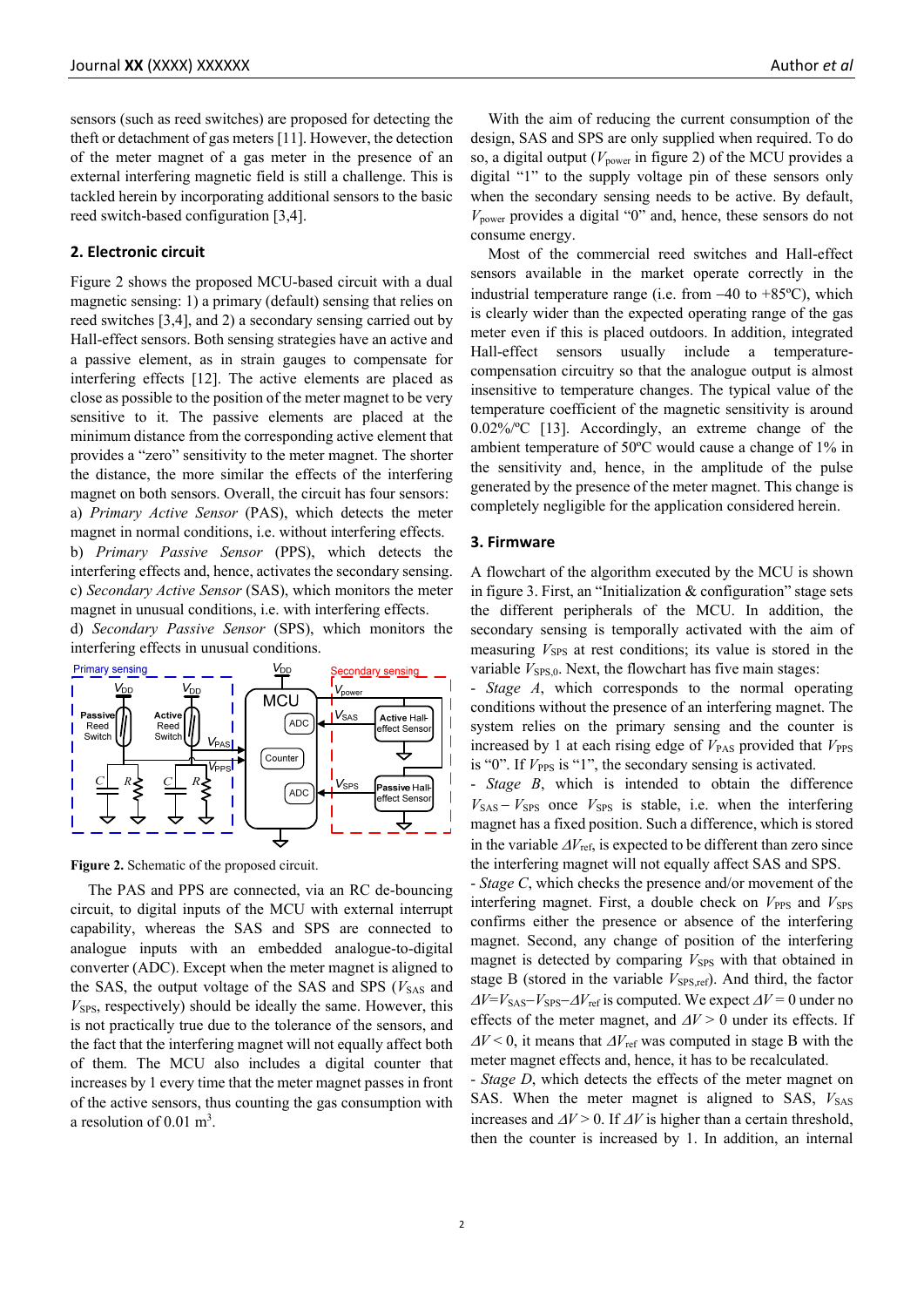sensors (such as reed switches) are proposed for detecting the theft or detachment of gas meters [11]. However, the detection of the meter magnet of a gas meter in the presence of an external interfering magnetic field is still a challenge. This is tackled herein by incorporating additional sensors to the basic reed switch-based configuration [3,4].

## 2. Electronic circuit

Figure 2 shows the proposed MCU-based circuit with a dual magnetic sensing: 1) a primary (default) sensing that relies on reed switches [3,4], and 2) a secondary sensing carried out by Hall-effect sensors. Both sensing strategies have an active and a passive element, as in strain gauges to compensate for interfering effects [12]. The active elements are placed as close as possible to the position of the meter magnet to be very sensitive to it. The passive elements are placed at the minimum distance from the corresponding active element that provides a "zero" sensitivity to the meter magnet. The shorter the distance, the more similar the effects of the interfering magnet on both sensors. Overall, the circuit has four sensors:

a) *Primary Active Sensor* (PAS), which detects the meter magnet in normal conditions, i.e. without interfering effects.

b) *Primary Passive Sensor* (PPS), which detects the interfering effects and, hence, activates the secondary sensing.

c) *Secondary Active Sensor* (SAS), which monitors the meter magnet in unusual conditions, i.e. with interfering effects.

d) *Secondary Passive Sensor* (SPS), which monitors the interfering effects in unusual conditions.

Primary sensing
Secondary sensing
$V_{DD}$
$V_{DD}$
$V_{DD}$
MCU
$V_{power}$
Passive Reed Switch
Active Reed Switch
ADC
$V_{SAS}$
Active Hall-effect Sensor
$V_{PAS}$
Counter
$V_{PPS}$
C
R
C
R
ADC
$V_{SPS}$
Passive Hall-effect Sensor

**Figure 2.** Schematic of the proposed circuit.

The PAS and PPS are connected, via an RC de-bouncing circuit, to digital inputs of the MCU with external interrupt capability, whereas the SAS and SPS are connected to analogue inputs with an embedded analogue-to-digital converter (ADC). Except when the meter magnet is aligned to the SAS, the output voltage of the SAS and SPS ($V_{SAS}$ and $V_{SPS}$, respectively) should be ideally the same. However, this is not practically true due to the tolerance of the sensors, and the fact that the interfering magnet will not equally affect both of them. The MCU also includes a digital counter that increases by 1 every time that the meter magnet passes in front of the active sensors, thus counting the gas consumption with a resolution of 0.01 m$^3$.

With the aim of reducing the current consumption of the design, SAS and SPS are only supplied when required. To do so, a digital output ($V_{power}$ in figure 2) of the MCU provides a digital "1" to the supply voltage pin of these sensors only when the secondary sensing needs to be active. By default, $V_{power}$ provides a digital "0" and, hence, these sensors do not consume energy.

Most of the commercial reed switches and Hall-effect sensors available in the market operate correctly in the industrial temperature range (i.e. from –40 to +85ºC), which is clearly wider than the expected operating range of the gas meter even if this is placed outdoors. In addition, integrated Hall-effect sensors usually include a temperature-compensation circuitry so that the analogue output is almost insensitive to temperature changes. The typical value of the temperature coefficient of the magnetic sensitivity is around 0.02%/ºC [13]. Accordingly, an extreme change of the ambient temperature of 50ºC would cause a change of 1% in the sensitivity and, hence, in the amplitude of the pulse generated by the presence of the meter magnet. This change is completely negligible for the application considered herein.

## 3. Firmware

A flowchart of the algorithm executed by the MCU is shown in figure 3. First, an "Initialization & configuration" stage sets the different peripherals of the MCU. In addition, the secondary sensing is temporally activated with the aim of measuring $V_{SPS}$ at rest conditions; its value is stored in the variable $V_{SPS,0}$. Next, the flowchart has five main stages:

- *Stage A*, which corresponds to the normal operating conditions without the presence of an interfering magnet. The system relies on the primary sensing and the counter is increased by 1 at each rising edge of $V_{PAS}$ provided that $V_{PPS}$ is "0". If $V_{PPS}$ is "1", the secondary sensing is activated.

- *Stage B*, which is intended to obtain the difference $V_{SAS} - V_{SPS}$ once $V_{SPS}$ is stable, i.e. when the interfering magnet has a fixed position. Such a difference, which is stored in the variable $\Delta V_{ref}$, is expected to be different than zero since the interfering magnet will not equally affect SAS and SPS.

- *Stage C*, which checks the presence and/or movement of the interfering magnet. First, a double check on $V_{PPS}$ and $V_{SPS}$ confirms either the presence or absence of the interfering magnet. Second, any change of position of the interfering magnet is detected by comparing $V_{SPS}$ with that obtained in stage B (stored in the variable $V_{SPS,ref}$). And third, the factor $\Delta V = V_{SAS} - V_{SPS} - \Delta V_{ref}$ is computed. We expect $\Delta V = 0$ under no effects of the meter magnet, and $\Delta V > 0$ under its effects. If $\Delta V < 0$, it means that $\Delta V_{ref}$ was computed in stage B with the meter magnet effects and, hence, it has to be recalculated.

- *Stage D*, which detects the effects of the meter magnet on SAS. When the meter magnet is aligned to SAS, $V_{SAS}$ increases and $\Delta V > 0$. If $\Delta V$ is higher than a certain threshold, then the counter is increased by 1. In addition, an internal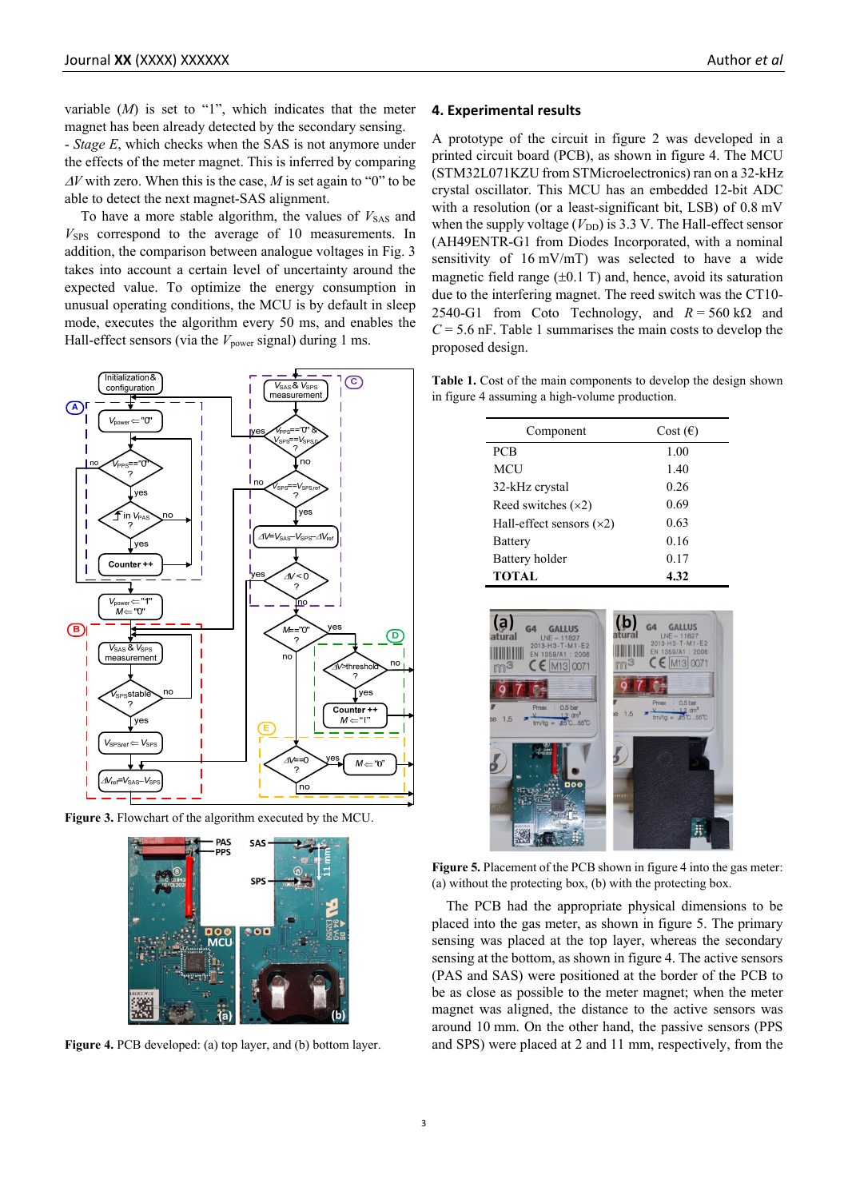variable ($M$) is set to "1", which indicates that the meter magnet has been already detected by the secondary sensing.

- *Stage E*, which checks when the SAS is not anymore under the effects of the meter magnet. This is inferred by comparing $\Delta V$ with zero. When this is the case, $M$ is set again to "0" to be able to detect the next magnet-SAS alignment.

To have a more stable algorithm, the values of $V_{SAS}$ and $V_{SPS}$ correspond to the average of 10 measurements. In addition, the comparison between analogue voltages in Fig. 3 takes into account a certain level of uncertainty around the expected value. To optimize the energy consumption in unusual operating conditions, the MCU is by default in sleep mode, executes the algorithm every 50 ms, and enables the Hall-effect sensors (via the $V_{power}$ signal) during 1 ms.

Figure 3. Flowchart of the algorithm executed by the MCU.

Figure 4. PCB developed: (a) top layer, and (b) bottom layer.

## 4. Experimental results

A prototype of the circuit in figure 2 was developed in a printed circuit board (PCB), as shown in figure 4. The MCU (STM32L071KZU from STMicroelectronics) ran on a 32-kHz crystal oscillator. This MCU has an embedded 12-bit ADC with a resolution (or a least-significant bit, LSB) of 0.8 mV when the supply voltage ($V_{DD}$) is 3.3 V. The Hall-effect sensor (AH49ENTR-G1 from Diodes Incorporated, with a nominal sensitivity of 16 mV/mT) was selected to have a wide magnetic field range (±0.1 T) and, hence, avoid its saturation due to the interfering magnet. The reed switch was the CT10-2540-G1 from Coto Technology, and $R$ = 560 kΩ and $C$ = 5.6 nF. Table 1 summarises the main costs to develop the proposed design.

**Table 1.** Cost of the main components to develop the design shown in figure 4 assuming a high-volume production.

| Component | Cost (€) |
|---|---|
| PCB | 1.00 |
| MCU | 1.40 |
| 32-kHz crystal | 0.26 |
| Reed switches (×2) | 0.69 |
| Hall-effect sensors (×2) | 0.63 |
| Battery | 0.16 |
| Battery holder | 0.17 |
| **TOTAL** | **4.32** |

Figure 5. Placement of the PCB shown in figure 4 into the gas meter: (a) without the protecting box, (b) with the protecting box.

The PCB had the appropriate physical dimensions to be placed into the gas meter, as shown in figure 5. The primary sensing was placed at the top layer, whereas the secondary sensing at the bottom, as shown in figure 4. The active sensors (PAS and SAS) were positioned at the border of the PCB to be as close as possible to the meter magnet; when the meter magnet was aligned, the distance to the active sensors was around 10 mm. On the other hand, the passive sensors (PPS and SPS) were placed at 2 and 11 mm, respectively, from the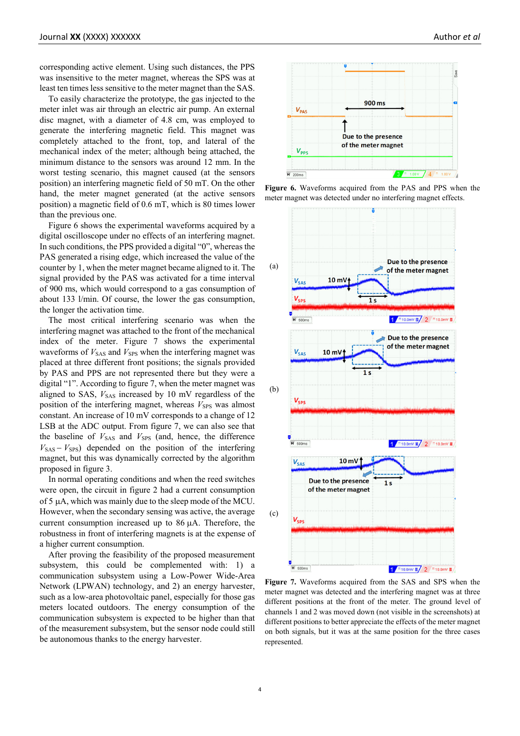corresponding active element. Using such distances, the PPS was insensitive to the meter magnet, whereas the SPS was at least ten times less sensitive to the meter magnet than the SAS.

To easily characterize the prototype, the gas injected to the meter inlet was air through an electric air pump. An external disc magnet, with a diameter of 4.8 cm, was employed to generate the interfering magnetic field. This magnet was completely attached to the front, top, and lateral of the mechanical index of the meter; although being attached, the minimum distance to the sensors was around 12 mm. In the worst testing scenario, this magnet caused (at the sensors position) an interfering magnetic field of 50 mT. On the other hand, the meter magnet generated (at the active sensors position) a magnetic field of 0.6 mT, which is 80 times lower than the previous one.

Figure 6 shows the experimental waveforms acquired by a digital oscilloscope under no effects of an interfering magnet. In such conditions, the PPS provided a digital "0", whereas the PAS generated a rising edge, which increased the value of the counter by 1, when the meter magnet became aligned to it. The signal provided by the PAS was activated for a time interval of 900 ms, which would correspond to a gas consumption of about 133 l/min. Of course, the lower the gas consumption, the longer the activation time.

The most critical interfering scenario was when the interfering magnet was attached to the front of the mechanical index of the meter. Figure 7 shows the experimental waveforms of $V_{SAS}$ and $V_{SPS}$ when the interfering magnet was placed at three different front positions; the signals provided by PAS and PPS are not represented there but they were a digital "1". According to figure 7, when the meter magnet was aligned to SAS, $V_{SAS}$ increased by 10 mV regardless of the position of the interfering magnet, whereas $V_{SPS}$ was almost constant. An increase of 10 mV corresponds to a change of 12 LSB at the ADC output. From figure 7, we can also see that the baseline of $V_{SAS}$ and $V_{SPS}$ (and, hence, the difference $V_{SAS} - V_{SPS}$) depended on the position of the interfering magnet, but this was dynamically corrected by the algorithm proposed in figure 3.

In normal operating conditions and when the reed switches were open, the circuit in figure 2 had a current consumption of 5 µA, which was mainly due to the sleep mode of the MCU. However, when the secondary sensing was active, the average current consumption increased up to 86 µA. Therefore, the robustness in front of interfering magnets is at the expense of a higher current consumption.

After proving the feasibility of the proposed measurement subsystem, this could be complemented with: 1) a communication subsystem using a Low-Power Wide-Area Network (LPWAN) technology, and 2) an energy harvester, such as a low-area photovoltaic panel, especially for those gas meters located outdoors. The energy consumption of the communication subsystem is expected to be higher than that of the measurement subsystem, but the sensor node could still be autonomous thanks to the energy harvester.

900 ms
$V_{PAS}$
Due to the presence of the meter magnet
$V_{PPS}$

**Figure 6.** Waveforms acquired from the PAS and PPS when the meter magnet was detected under no interfering magnet effects.

(a)
Due to the presence of the meter magnet
$V_{SAS}$
10 mV
1 s
$V_{SPS}$

(b)
Due to the presence of the meter magnet
$V_{SAS}$
10 mV
1 s
$V_{SPS}$

(c)
$V_{SAS}$
10 mV
Due to the presence of the meter magnet
1 s
$V_{SPS}$

**Figure 7.** Waveforms acquired from the SAS and SPS when the meter magnet was detected and the interfering magnet was at three different positions at the front of the meter. The ground level of channels 1 and 2 was moved down (not visible in the screenshots) at different positions to better appreciate the effects of the meter magnet on both signals, but it was at the same position for the three cases represented.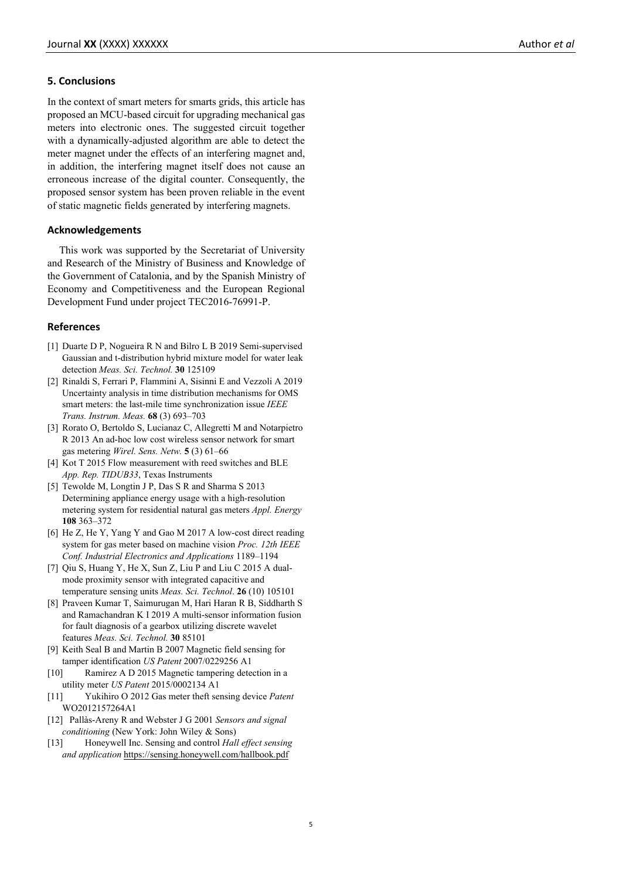## 5. Conclusions

In the context of smart meters for smarts grids, this article has proposed an MCU-based circuit for upgrading mechanical gas meters into electronic ones. The suggested circuit together with a dynamically-adjusted algorithm are able to detect the meter magnet under the effects of an interfering magnet and, in addition, the interfering magnet itself does not cause an erroneous increase of the digital counter. Consequently, the proposed sensor system has been proven reliable in the event of static magnetic fields generated by interfering magnets.

### Acknowledgements

This work was supported by the Secretariat of University and Research of the Ministry of Business and Knowledge of the Government of Catalonia, and by the Spanish Ministry of Economy and Competitiveness and the European Regional Development Fund under project TEC2016-76991-P.

### References

[1] Duarte D P, Nogueira R N and Bilro L B 2019 Semi-supervised Gaussian and t-distribution hybrid mixture model for water leak detection *Meas. Sci. Technol.* **30** 125109

[2] Rinaldi S, Ferrari P, Flammini A, Sisinni E and Vezzoli A 2019 Uncertainty analysis in time distribution mechanisms for OMS smart meters: the last-mile time synchronization issue *IEEE Trans. Instrum. Meas.* **68** (3) 693–703

[3] Rorato O, Bertoldo S, Lucianaz C, Allegretti M and Notarpietro R 2013 An ad-hoc low cost wireless sensor network for smart gas metering *Wirel. Sens. Netw.* **5** (3) 61–66

[4] Kot T 2015 Flow measurement with reed switches and BLE *App. Rep. TIDUB33*, Texas Instruments

[5] Tewolde M, Longtin J P, Das S R and Sharma S 2013 Determining appliance energy usage with a high-resolution metering system for residential natural gas meters *Appl. Energy* **108** 363–372

[6] He Z, He Y, Yang Y and Gao M 2017 A low-cost direct reading system for gas meter based on machine vision *Proc. 12th IEEE Conf. Industrial Electronics and Applications* 1189–1194

[7] Qiu S, Huang Y, He X, Sun Z, Liu P and Liu C 2015 A dual-mode proximity sensor with integrated capacitive and temperature sensing units *Meas. Sci. Technol*. **26** (10) 105101

[8] Praveen Kumar T, Saimurugan M, Hari Haran R B, Siddharth S and Ramachandran K I 2019 A multi-sensor information fusion for fault diagnosis of a gearbox utilizing discrete wavelet features *Meas. Sci. Technol.* **30** 85101

[9] Keith Seal B and Martin B 2007 Magnetic field sensing for tamper identification *US Patent* 2007/0229256 A1

[10] Ramirez A D 2015 Magnetic tampering detection in a utility meter *US Patent* 2015/0002134 A1

[11] Yukihiro O 2012 Gas meter theft sensing device *Patent* WO2012157264A1

[12] Pallàs-Areny R and Webster J G 2001 *Sensors and signal conditioning* (New York: John Wiley & Sons)

[13] Honeywell Inc. Sensing and control *Hall effect sensing and application* https://sensing.honeywell.com/hallbook.pdf